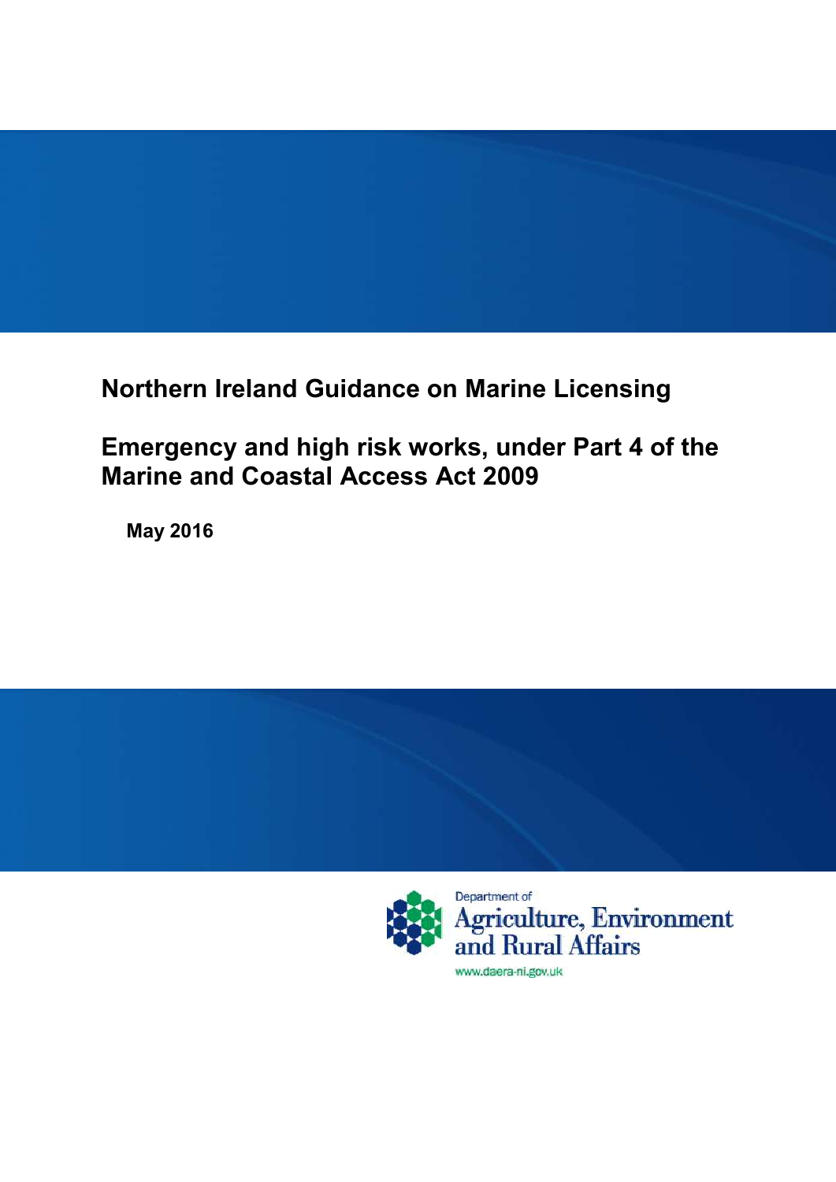# Northern Ireland Guidance on Marine Licensing

## Emergency and high risk works, under Part 4 of the Marine and Coastal Access Act 2009

**May 2016**

Department of Agriculture, Environment and Rural Affairs

www.daera-ni.gov.uk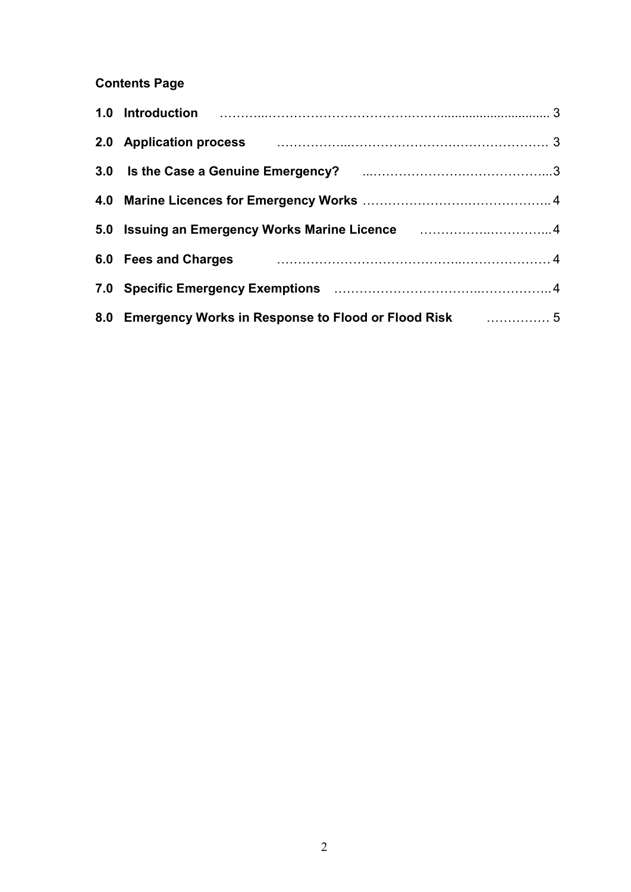**Contents Page**

**1.0 Introduction** ........................................................................ 3

**2.0 Application process** ........................................................................ 3

**3.0 Is the Case a Genuine Emergency?** ........................................................................ 3

**4.0 Marine Licences for Emergency Works** ........................................................................ 4

**5.0 Issuing an Emergency Works Marine Licence** ........................................................................ 4

**6.0 Fees and Charges** ........................................................................ 4

**7.0 Specific Emergency Exemptions** ........................................................................ 4

**8.0 Emergency Works in Response to Flood or Flood Risk** ........................................................................ 5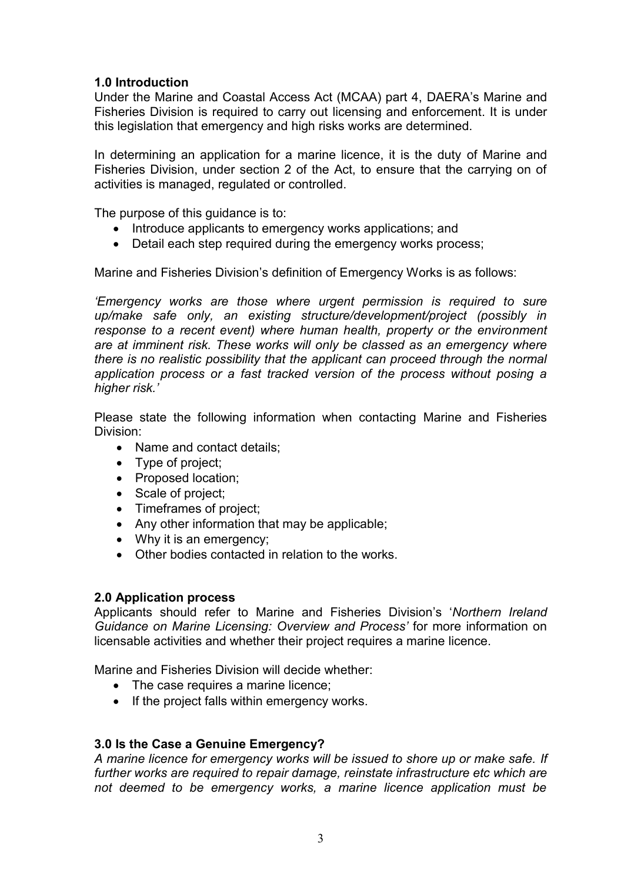### 1.0 Introduction

Under the Marine and Coastal Access Act (MCAA) part 4, DAERA's Marine and Fisheries Division is required to carry out licensing and enforcement. It is under this legislation that emergency and high risks works are determined.

In determining an application for a marine licence, it is the duty of Marine and Fisheries Division, under section 2 of the Act, to ensure that the carrying on of activities is managed, regulated or controlled.

The purpose of this guidance is to:

- Introduce applicants to emergency works applications; and
- Detail each step required during the emergency works process;

Marine and Fisheries Division's definition of Emergency Works is as follows:

*'Emergency works are those where urgent permission is required to sure up/make safe only, an existing structure/development/project (possibly in response to a recent event) where human health, property or the environment are at imminent risk. These works will only be classed as an emergency where there is no realistic possibility that the applicant can proceed through the normal application process or a fast tracked version of the process without posing a higher risk.'*

Please state the following information when contacting Marine and Fisheries Division:

- Name and contact details;
- Type of project;
- Proposed location;
- Scale of project;
- Timeframes of project;
- Any other information that may be applicable;
- Why it is an emergency;
- Other bodies contacted in relation to the works.

### 2.0 Application process

Applicants should refer to Marine and Fisheries Division's '*Northern Ireland Guidance on Marine Licensing: Overview and Process'* for more information on licensable activities and whether their project requires a marine licence.

Marine and Fisheries Division will decide whether:

- The case requires a marine licence;
- If the project falls within emergency works.

### 3.0 Is the Case a Genuine Emergency?

*A marine licence for emergency works will be issued to shore up or make safe. If further works are required to repair damage, reinstate infrastructure etc which are not deemed to be emergency works, a marine licence application must be*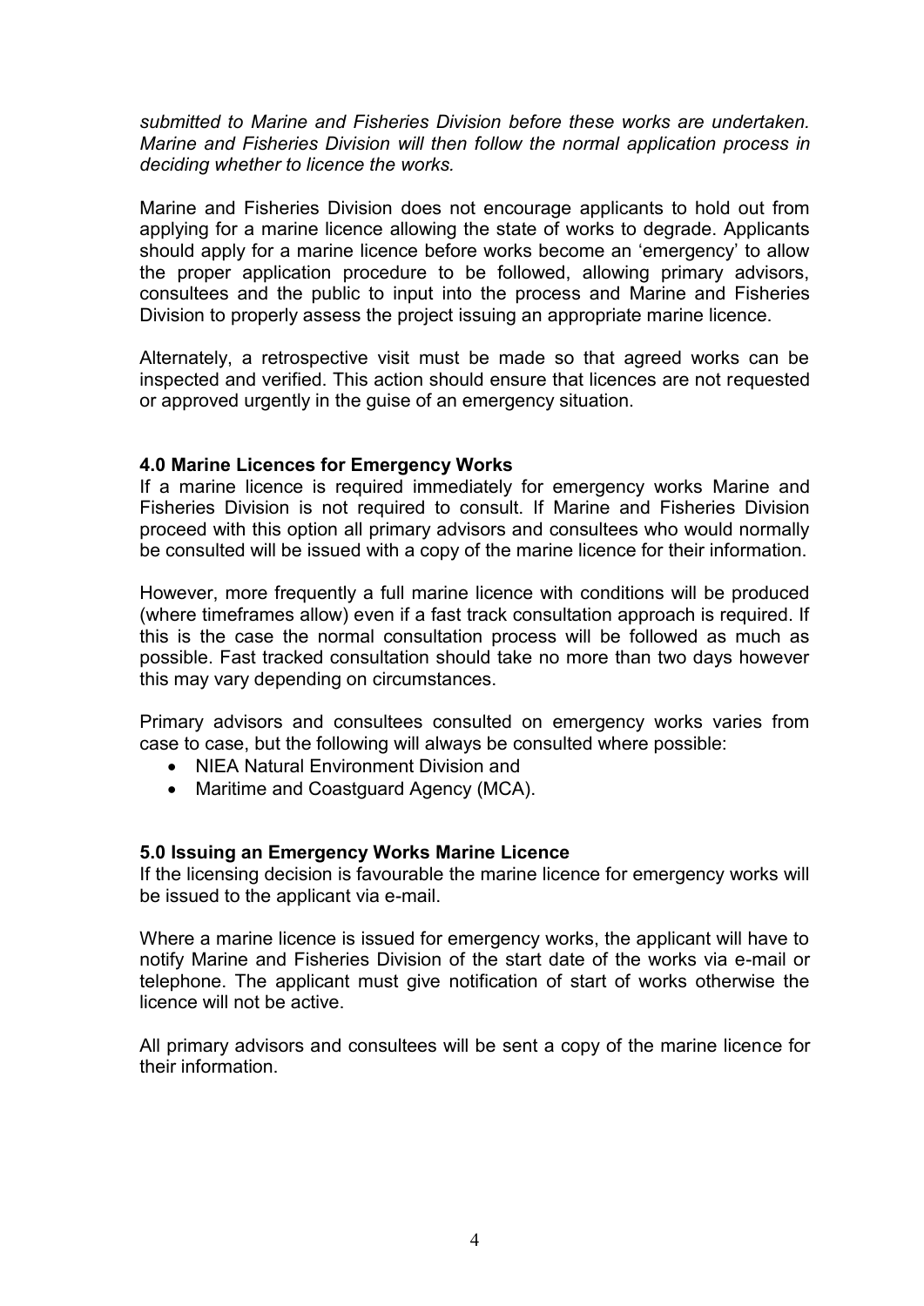*submitted to Marine and Fisheries Division before these works are undertaken. Marine and Fisheries Division will then follow the normal application process in deciding whether to licence the works.*

Marine and Fisheries Division does not encourage applicants to hold out from applying for a marine licence allowing the state of works to degrade. Applicants should apply for a marine licence before works become an 'emergency' to allow the proper application procedure to be followed, allowing primary advisors, consultees and the public to input into the process and Marine and Fisheries Division to properly assess the project issuing an appropriate marine licence.

Alternately, a retrospective visit must be made so that agreed works can be inspected and verified. This action should ensure that licences are not requested or approved urgently in the guise of an emergency situation.

## 4.0 Marine Licences for Emergency Works

If a marine licence is required immediately for emergency works Marine and Fisheries Division is not required to consult. If Marine and Fisheries Division proceed with this option all primary advisors and consultees who would normally be consulted will be issued with a copy of the marine licence for their information.

However, more frequently a full marine licence with conditions will be produced (where timeframes allow) even if a fast track consultation approach is required. If this is the case the normal consultation process will be followed as much as possible. Fast tracked consultation should take no more than two days however this may vary depending on circumstances.

Primary advisors and consultees consulted on emergency works varies from case to case, but the following will always be consulted where possible:

- NIEA Natural Environment Division and
- Maritime and Coastguard Agency (MCA).

## 5.0 Issuing an Emergency Works Marine Licence

If the licensing decision is favourable the marine licence for emergency works will be issued to the applicant via e-mail.

Where a marine licence is issued for emergency works, the applicant will have to notify Marine and Fisheries Division of the start date of the works via e-mail or telephone. The applicant must give notification of start of works otherwise the licence will not be active.

All primary advisors and consultees will be sent a copy of the marine licence for their information.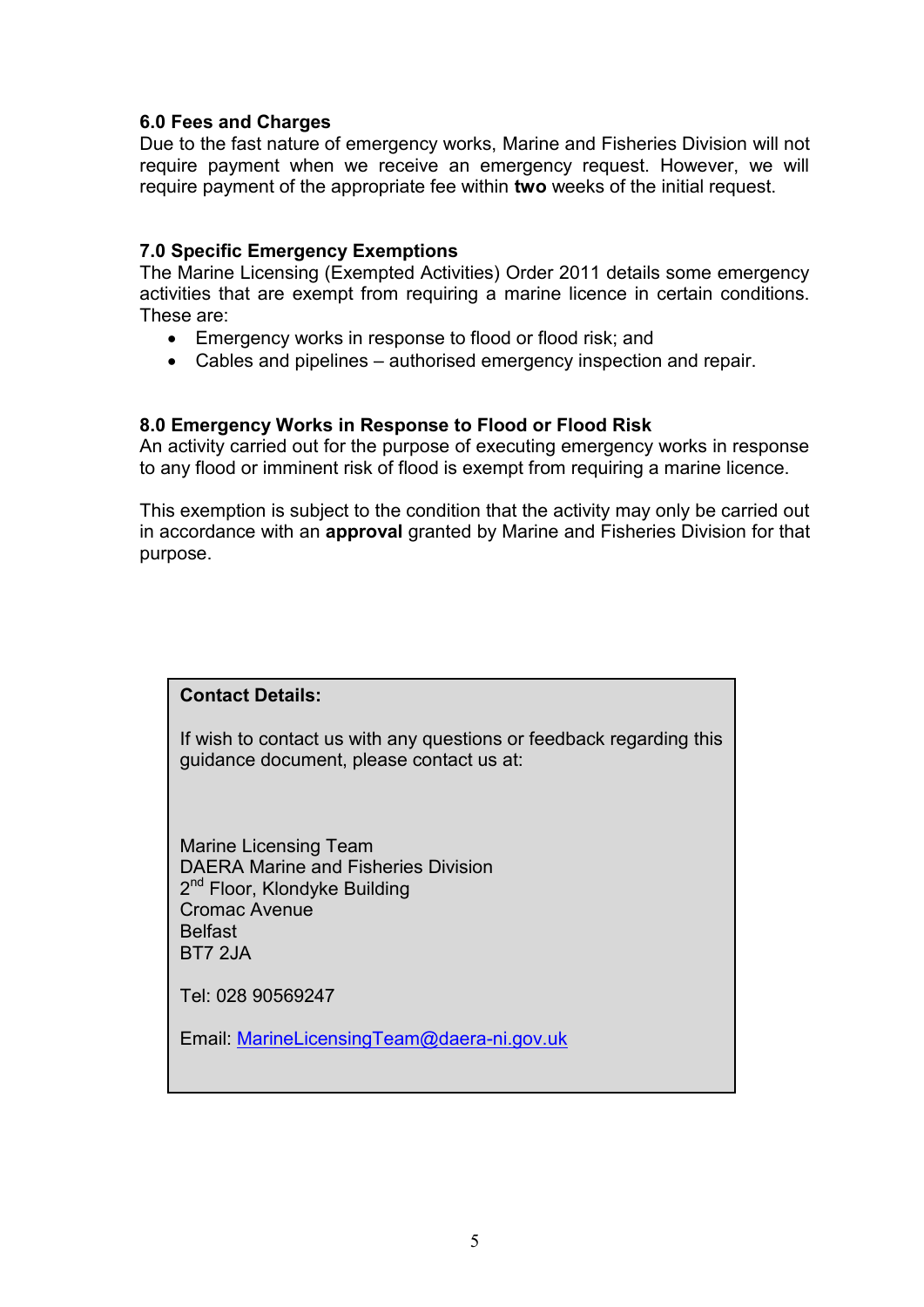## 6.0 Fees and Charges

Due to the fast nature of emergency works, Marine and Fisheries Division will not require payment when we receive an emergency request. However, we will require payment of the appropriate fee within **two** weeks of the initial request.

## 7.0 Specific Emergency Exemptions

The Marine Licensing (Exempted Activities) Order 2011 details some emergency activities that are exempt from requiring a marine licence in certain conditions. These are:

- Emergency works in response to flood or flood risk; and
- Cables and pipelines – authorised emergency inspection and repair.

## 8.0 Emergency Works in Response to Flood or Flood Risk

An activity carried out for the purpose of executing emergency works in response to any flood or imminent risk of flood is exempt from requiring a marine licence.

This exemption is subject to the condition that the activity may only be carried out in accordance with an **approval** granted by Marine and Fisheries Division for that purpose.

**Contact Details:**

If wish to contact us with any questions or feedback regarding this guidance document, please contact us at:

Marine Licensing Team
DAERA Marine and Fisheries Division
2nd Floor, Klondyke Building
Cromac Avenue
Belfast
BT7 2JA

Tel: 028 90569247

Email: MarineLicensingTeam@daera-ni.gov.uk